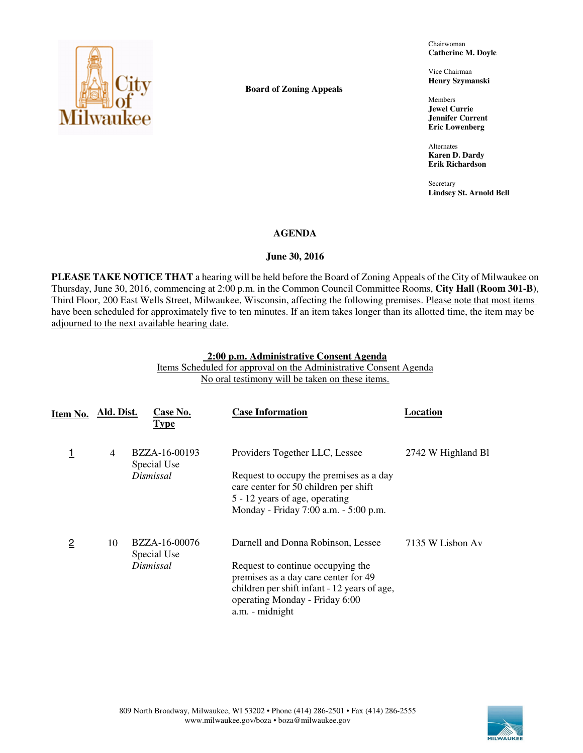Chairwoman
**Catherine M. Doyle**

Vice Chairman
**Henry Szymanski**

Members
**Jewel Currie**
**Jennifer Current**
**Eric Lowenberg**

Alternates
**Karen D. Dardy**
**Erik Richardson**

Secretary
**Lindsey St. Arnold Bell**

**Board of Zoning Appeals**

# AGENDA

## June 30, 2016

**PLEASE TAKE NOTICE THAT** a hearing will be held before the Board of Zoning Appeals of the City of Milwaukee on Thursday, June 30, 2016, commencing at 2:00 p.m. in the Common Council Committee Rooms, **City Hall** (**Room 301-B**), Third Floor, 200 East Wells Street, Milwaukee, Wisconsin, affecting the following premises. Please note that most items have been scheduled for approximately five to ten minutes. If an item takes longer than its allotted time, the item may be adjourned to the next available hearing date.

### 2:00 p.m. Administrative Consent Agenda

Items Scheduled for approval on the Administrative Consent Agenda
No oral testimony will be taken on these items.

| Item No. | Ald. Dist. | Case No. Type | Case Information | Location |
|---|---|---|---|---|
| 1 | 4 | BZZA-16-00193<br>Special Use<br>*Dismissal* | Providers Together LLC, Lessee<br><br>Request to occupy the premises as a day care center for 50 children per shift 5 - 12 years of age, operating Monday - Friday 7:00 a.m. - 5:00 p.m. | 2742 W Highland Bl |
| 2 | 10 | BZZA-16-00076<br>Special Use<br>*Dismissal* | Darnell and Donna Robinson, Lessee<br><br>Request to continue occupying the premises as a day care center for 49 children per shift infant - 12 years of age, operating Monday - Friday 6:00 a.m. - midnight | 7135 W Lisbon Av |

809 North Broadway, Milwaukee, WI 53202 • Phone (414) 286-2501 • Fax (414) 286-2555
www.milwaukee.gov/boza • boza@milwaukee.gov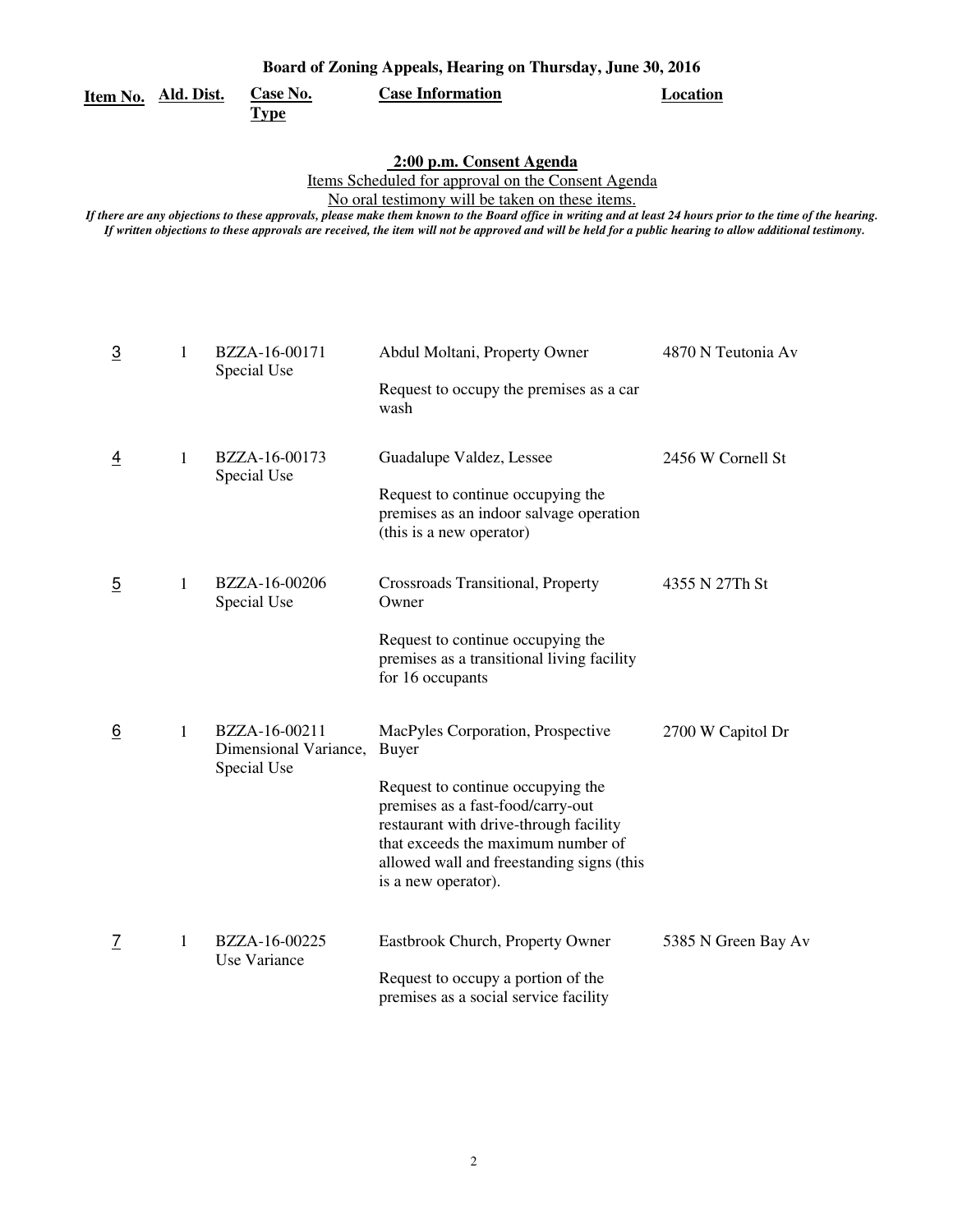**Board of Zoning Appeals, Hearing on Thursday, June 30, 2016**

## 2:00 p.m. Consent Agenda

Items Scheduled for approval on the Consent Agenda

No oral testimony will be taken on these items.

*If there are any objections to these approvals, please make them known to the Board office in writing and at least 24 hours prior to the time of the hearing. If written objections to these approvals are received, the item will not be approved and will be held for a public hearing to allow additional testimony.*

| Item No. | Ald. Dist. | Case No. Type | Case Information | Location |
|---|---|---|---|---|
| 3 | 1 | BZZA-16-00171 Special Use | Abdul Moltani, Property Owner<br><br>Request to occupy the premises as a car wash | 4870 N Teutonia Av |
| 4 | 1 | BZZA-16-00173 Special Use | Guadalupe Valdez, Lessee<br><br>Request to continue occupying the premises as an indoor salvage operation (this is a new operator) | 2456 W Cornell St |
| 5 | 1 | BZZA-16-00206 Special Use | Crossroads Transitional, Property Owner<br><br>Request to continue occupying the premises as a transitional living facility for 16 occupants | 4355 N 27Th St |
| 6 | 1 | BZZA-16-00211 Dimensional Variance, Special Use | MacPyles Corporation, Prospective Buyer<br><br>Request to continue occupying the premises as a fast-food/carry-out restaurant with drive-through facility that exceeds the maximum number of allowed wall and freestanding signs (this is a new operator). | 2700 W Capitol Dr |
| 7 | 1 | BZZA-16-00225 Use Variance | Eastbrook Church, Property Owner<br><br>Request to occupy a portion of the premises as a social service facility | 5385 N Green Bay Av |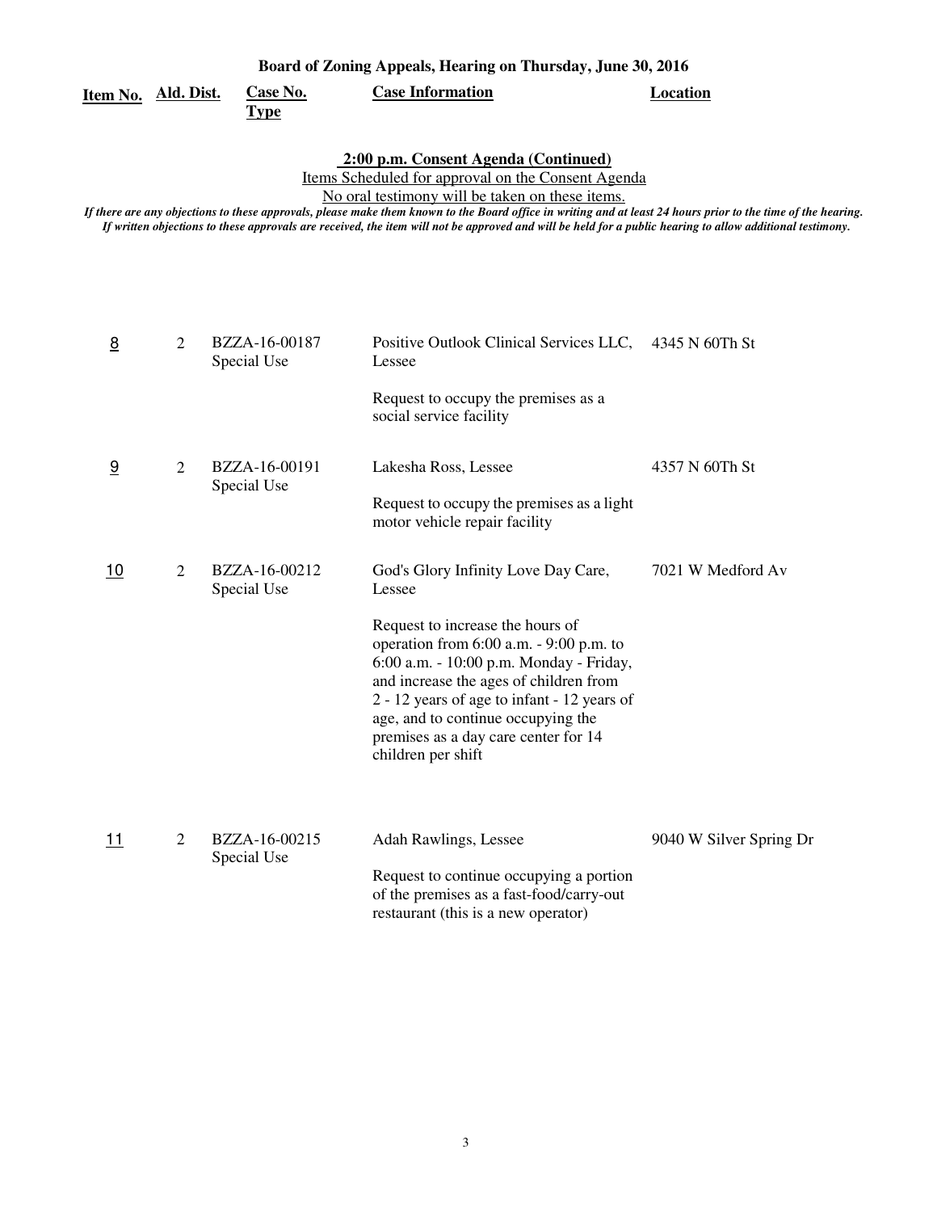**Board of Zoning Appeals, Hearing on Thursday, June 30, 2016**

## 2:00 p.m. Consent Agenda (Continued)

Items Scheduled for approval on the Consent Agenda

No oral testimony will be taken on these items.

*If there are any objections to these approvals, please make them known to the Board office in writing and at least 24 hours prior to the time of the hearing. If written objections to these approvals are received, the item will not be approved and will be held for a public hearing to allow additional testimony.*

| Item No. | Ald. Dist. | Case No. Type | Case Information | Location |
|---|---|---|---|---|
| 8 | 2 | BZZA-16-00187 Special Use | Positive Outlook Clinical Services LLC, Lessee<br><br>Request to occupy the premises as a social service facility | 4345 N 60Th St |
| 9 | 2 | BZZA-16-00191 Special Use | Lakesha Ross, Lessee<br><br>Request to occupy the premises as a light motor vehicle repair facility | 4357 N 60Th St |
| 10 | 2 | BZZA-16-00212 Special Use | God's Glory Infinity Love Day Care, Lessee<br><br>Request to increase the hours of operation from 6:00 a.m. - 9:00 p.m. to 6:00 a.m. - 10:00 p.m. Monday - Friday, and increase the ages of children from 2 - 12 years of age to infant - 12 years of age, and to continue occupying the premises as a day care center for 14 children per shift | 7021 W Medford Av |
| 11 | 2 | BZZA-16-00215 Special Use | Adah Rawlings, Lessee<br><br>Request to continue occupying a portion of the premises as a fast-food/carry-out restaurant (this is a new operator) | 9040 W Silver Spring Dr |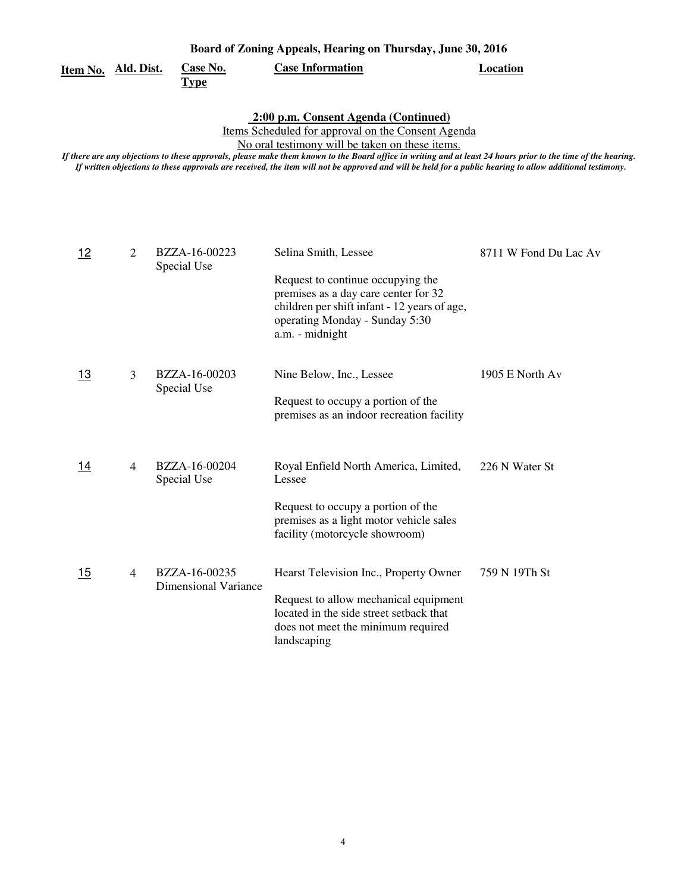**Board of Zoning Appeals, Hearing on Thursday, June 30, 2016**

## 2:00 p.m. Consent Agenda (Continued)

Items Scheduled for approval on the Consent Agenda

No oral testimony will be taken on these items.

*If there are any objections to these approvals, please make them known to the Board office in writing and at least 24 hours prior to the time of the hearing. If written objections to these approvals are received, the item will not be approved and will be held for a public hearing to allow additional testimony.*

| Item No. | Ald. Dist. | Case No. Type | Case Information | Location |
|---|---|---|---|---|
| 12 | 2 | BZZA-16-00223 Special Use | Selina Smith, Lessee<br><br>Request to continue occupying the premises as a day care center for 32 children per shift infant - 12 years of age, operating Monday - Sunday 5:30 a.m. - midnight | 8711 W Fond Du Lac Av |
| 13 | 3 | BZZA-16-00203 Special Use | Nine Below, Inc., Lessee<br><br>Request to occupy a portion of the premises as an indoor recreation facility | 1905 E North Av |
| 14 | 4 | BZZA-16-00204 Special Use | Royal Enfield North America, Limited, Lessee<br><br>Request to occupy a portion of the premises as a light motor vehicle sales facility (motorcycle showroom) | 226 N Water St |
| 15 | 4 | BZZA-16-00235 Dimensional Variance | Hearst Television Inc., Property Owner<br><br>Request to allow mechanical equipment located in the side street setback that does not meet the minimum required landscaping | 759 N 19Th St |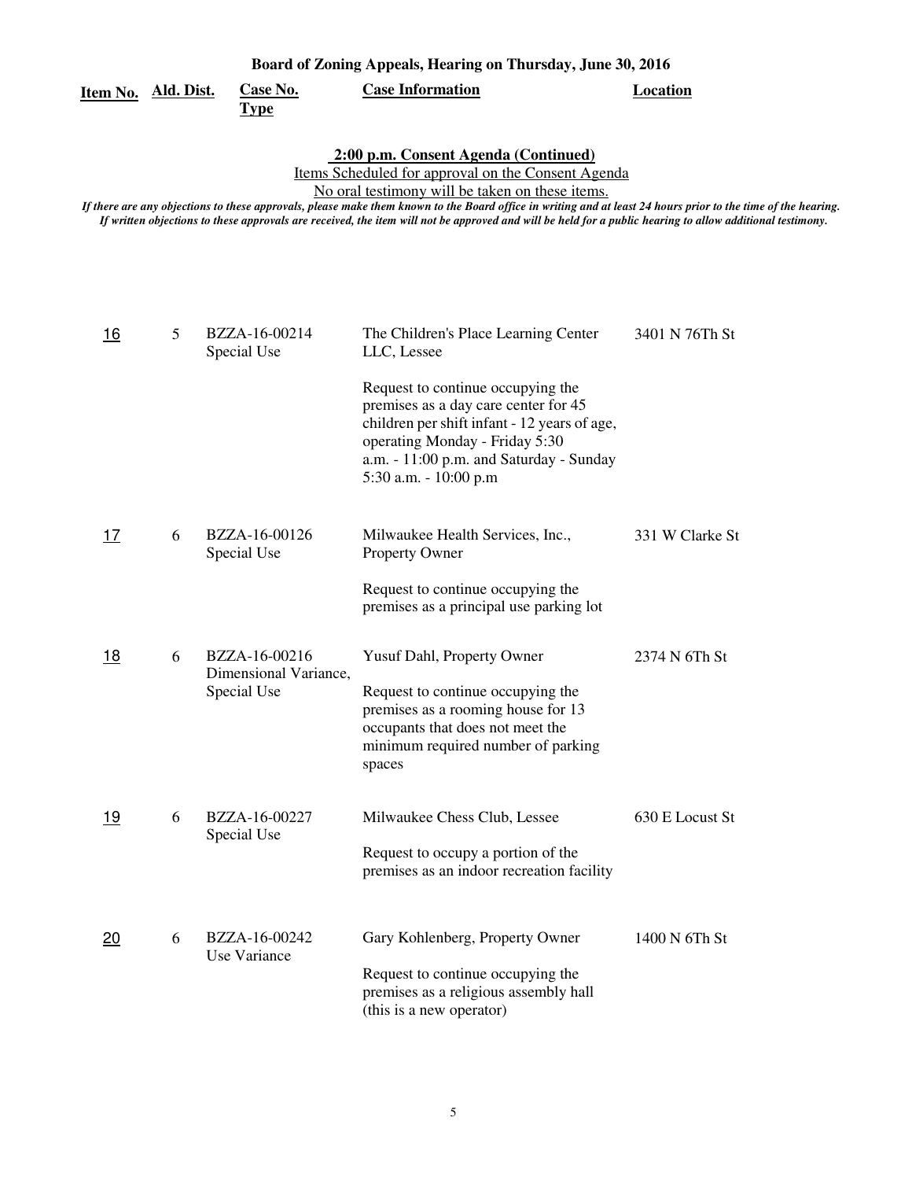**Board of Zoning Appeals, Hearing on Thursday, June 30, 2016**

## 2:00 p.m. Consent Agenda (Continued)

Items Scheduled for approval on the Consent Agenda

No oral testimony will be taken on these items.

*If there are any objections to these approvals, please make them known to the Board office in writing and at least 24 hours prior to the time of the hearing. If written objections to these approvals are received, the item will not be approved and will be held for a public hearing to allow additional testimony.*

| Item No. | Ald. Dist. | Case No. Type | Case Information | Location |
|---|---|---|---|---|
| 16 | 5 | BZZA-16-00214 Special Use | The Children's Place Learning Center LLC, Lessee<br><br>Request to continue occupying the premises as a day care center for 45 children per shift infant - 12 years of age, operating Monday - Friday 5:30 a.m. - 11:00 p.m. and Saturday - Sunday 5:30 a.m. - 10:00 p.m | 3401 N 76Th St |
| 17 | 6 | BZZA-16-00126 Special Use | Milwaukee Health Services, Inc., Property Owner<br><br>Request to continue occupying the premises as a principal use parking lot | 331 W Clarke St |
| 18 | 6 | BZZA-16-00216 Dimensional Variance, Special Use | Yusuf Dahl, Property Owner<br><br>Request to continue occupying the premises as a rooming house for 13 occupants that does not meet the minimum required number of parking spaces | 2374 N 6Th St |
| 19 | 6 | BZZA-16-00227 Special Use | Milwaukee Chess Club, Lessee<br><br>Request to occupy a portion of the premises as an indoor recreation facility | 630 E Locust St |
| 20 | 6 | BZZA-16-00242 Use Variance | Gary Kohlenberg, Property Owner<br><br>Request to continue occupying the premises as a religious assembly hall (this is a new operator) | 1400 N 6Th St |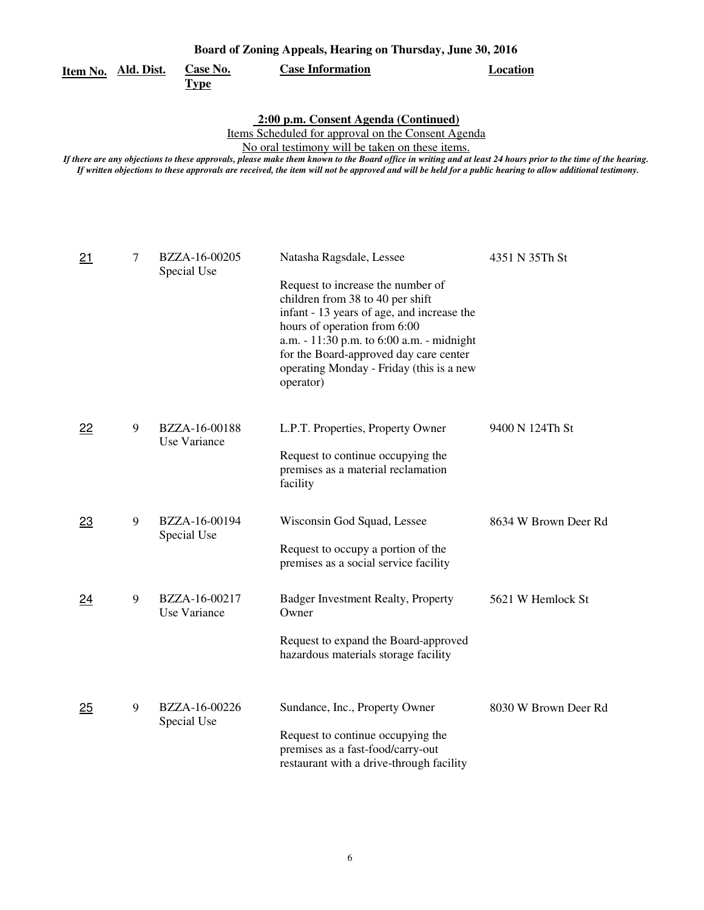# Board of Zoning Appeals, Hearing on Thursday, June 30, 2016

## 2:00 p.m. Consent Agenda (Continued)

Items Scheduled for approval on the Consent Agenda

No oral testimony will be taken on these items.

*If there are any objections to these approvals, please make them known to the Board office in writing and at least 24 hours prior to the time of the hearing. If written objections to these approvals are received, the item will not be approved and will be held for a public hearing to allow additional testimony.*

| Item No. | Ald. Dist. | Case No. Type | Case Information | Location |
|---|---|---|---|---|
| 21 | 7 | BZZA-16-00205 Special Use | Natasha Ragsdale, Lessee<br><br>Request to increase the number of children from 38 to 40 per shift infant - 13 years of age, and increase the hours of operation from 6:00 a.m. - 11:30 p.m. to 6:00 a.m. - midnight for the Board-approved day care center operating Monday - Friday (this is a new operator) | 4351 N 35Th St |
| 22 | 9 | BZZA-16-00188 Use Variance | L.P.T. Properties, Property Owner<br><br>Request to continue occupying the premises as a material reclamation facility | 9400 N 124Th St |
| 23 | 9 | BZZA-16-00194 Special Use | Wisconsin God Squad, Lessee<br><br>Request to occupy a portion of the premises as a social service facility | 8634 W Brown Deer Rd |
| 24 | 9 | BZZA-16-00217 Use Variance | Badger Investment Realty, Property Owner<br><br>Request to expand the Board-approved hazardous materials storage facility | 5621 W Hemlock St |
| 25 | 9 | BZZA-16-00226 Special Use | Sundance, Inc., Property Owner<br><br>Request to continue occupying the premises as a fast-food/carry-out restaurant with a drive-through facility | 8030 W Brown Deer Rd |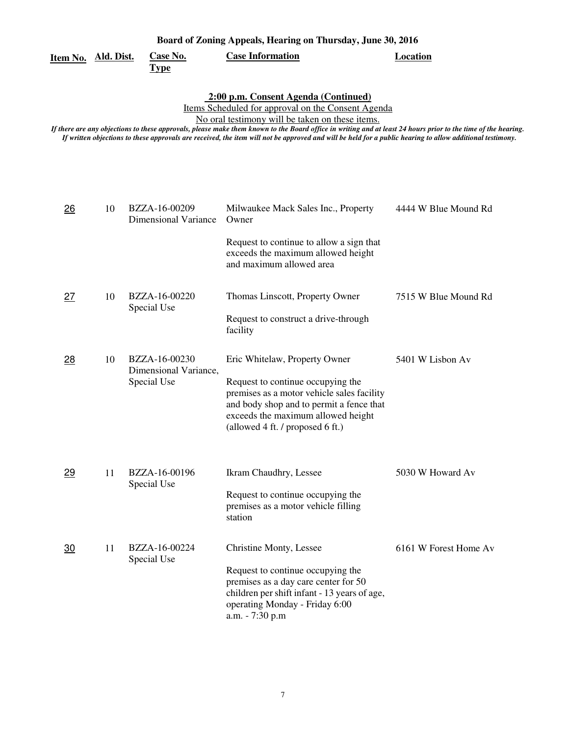**Board of Zoning Appeals, Hearing on Thursday, June 30, 2016**

**2:00 p.m. Consent Agenda (Continued)**

Items Scheduled for approval on the Consent Agenda

No oral testimony will be taken on these items.

*If there are any objections to these approvals, please make them known to the Board office in writing and at least 24 hours prior to the time of the hearing. If written objections to these approvals are received, the item will not be approved and will be held for a public hearing to allow additional testimony.*

| Item No. | Ald. Dist. | Case No. Type | Case Information | Location |
|---|---|---|---|---|
| 26 | 10 | BZZA-16-00209 Dimensional Variance | Milwaukee Mack Sales Inc., Property Owner<br><br>Request to continue to allow a sign that exceeds the maximum allowed height and maximum allowed area | 4444 W Blue Mound Rd |
| 27 | 10 | BZZA-16-00220 Special Use | Thomas Linscott, Property Owner<br><br>Request to construct a drive-through facility | 7515 W Blue Mound Rd |
| 28 | 10 | BZZA-16-00230 Dimensional Variance, Special Use | Eric Whitelaw, Property Owner<br><br>Request to continue occupying the premises as a motor vehicle sales facility and body shop and to permit a fence that exceeds the maximum allowed height (allowed 4 ft. / proposed 6 ft.) | 5401 W Lisbon Av |
| 29 | 11 | BZZA-16-00196 Special Use | Ikram Chaudhry, Lessee<br><br>Request to continue occupying the premises as a motor vehicle filling station | 5030 W Howard Av |
| 30 | 11 | BZZA-16-00224 Special Use | Christine Monty, Lessee<br><br>Request to continue occupying the premises as a day care center for 50 children per shift infant - 13 years of age, operating Monday - Friday 6:00 a.m. - 7:30 p.m | 6161 W Forest Home Av |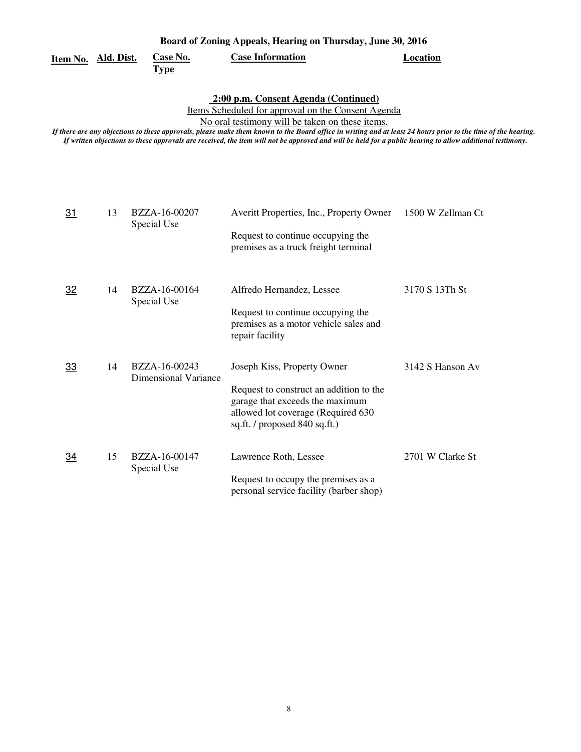**Board of Zoning Appeals, Hearing on Thursday, June 30, 2016**

## 2:00 p.m. Consent Agenda (Continued)

Items Scheduled for approval on the Consent Agenda

No oral testimony will be taken on these items.

***If there are any objections to these approvals, please make them known to the Board office in writing and at least 24 hours prior to the time of the hearing. If written objections to these approvals are received, the item will not be approved and will be held for a public hearing to allow additional testimony.***

| Item No. | Ald. Dist. | Case No. Type | Case Information | Location |
|---|---|---|---|---|
| 31 | 13 | BZZA-16-00207 Special Use | Averitt Properties, Inc., Property Owner<br><br>Request to continue occupying the premises as a truck freight terminal | 1500 W Zellman Ct |
| 32 | 14 | BZZA-16-00164 Special Use | Alfredo Hernandez, Lessee<br><br>Request to continue occupying the premises as a motor vehicle sales and repair facility | 3170 S 13Th St |
| 33 | 14 | BZZA-16-00243 Dimensional Variance | Joseph Kiss, Property Owner<br><br>Request to construct an addition to the garage that exceeds the maximum allowed lot coverage (Required 630 sq.ft. / proposed 840 sq.ft.) | 3142 S Hanson Av |
| 34 | 15 | BZZA-16-00147 Special Use | Lawrence Roth, Lessee<br><br>Request to occupy the premises as a personal service facility (barber shop) | 2701 W Clarke St |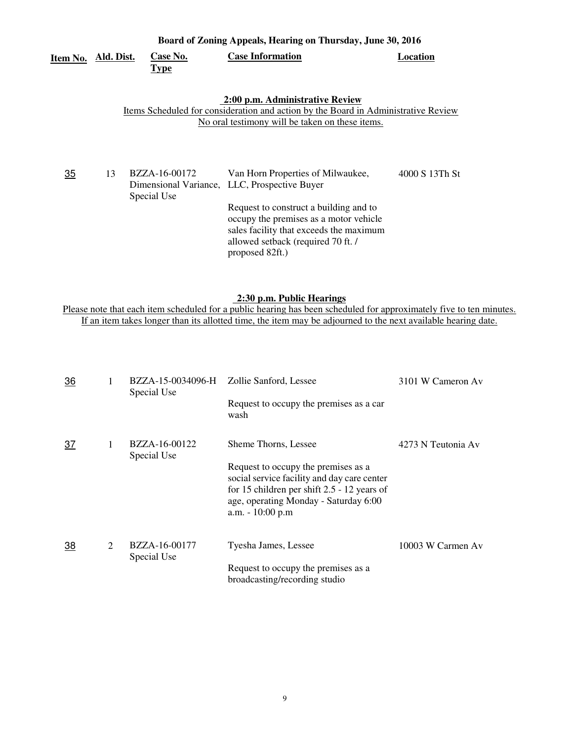**Board of Zoning Appeals, Hearing on Thursday, June 30, 2016**

| Item No. | Ald. Dist. | Case No. Type | Case Information | Location |
|---|---|---|---|---|

**2:00 p.m. Administrative Review**

Items Scheduled for consideration and action by the Board in Administrative Review

No oral testimony will be taken on these items.

| Item No. | Ald. Dist. | Case No. Type | Case Information | Location |
|---|---|---|---|---|
| 35 | 13 | BZZA-16-00172 Dimensional Variance, Special Use | Van Horn Properties of Milwaukee, LLC, Prospective Buyer<br><br>Request to construct a building and to occupy the premises as a motor vehicle sales facility that exceeds the maximum allowed setback (required 70 ft. / proposed 82ft.) | 4000 S 13Th St |

**2:30 p.m. Public Hearings**

Please note that each item scheduled for a public hearing has been scheduled for approximately five to ten minutes. If an item takes longer than its allotted time, the item may be adjourned to the next available hearing date.

| Item No. | Ald. Dist. | Case No. Type | Case Information | Location |
|---|---|---|---|---|
| 36 | 1 | BZZA-15-0034096-H Special Use | Zollie Sanford, Lessee<br><br>Request to occupy the premises as a car wash | 3101 W Cameron Av |
| 37 | 1 | BZZA-16-00122 Special Use | Sheme Thorns, Lessee<br><br>Request to occupy the premises as a social service facility and day care center for 15 children per shift 2.5 - 12 years of age, operating Monday - Saturday 6:00 a.m. - 10:00 p.m | 4273 N Teutonia Av |
| 38 | 2 | BZZA-16-00177 Special Use | Tyesha James, Lessee<br><br>Request to occupy the premises as a broadcasting/recording studio | 10003 W Carmen Av |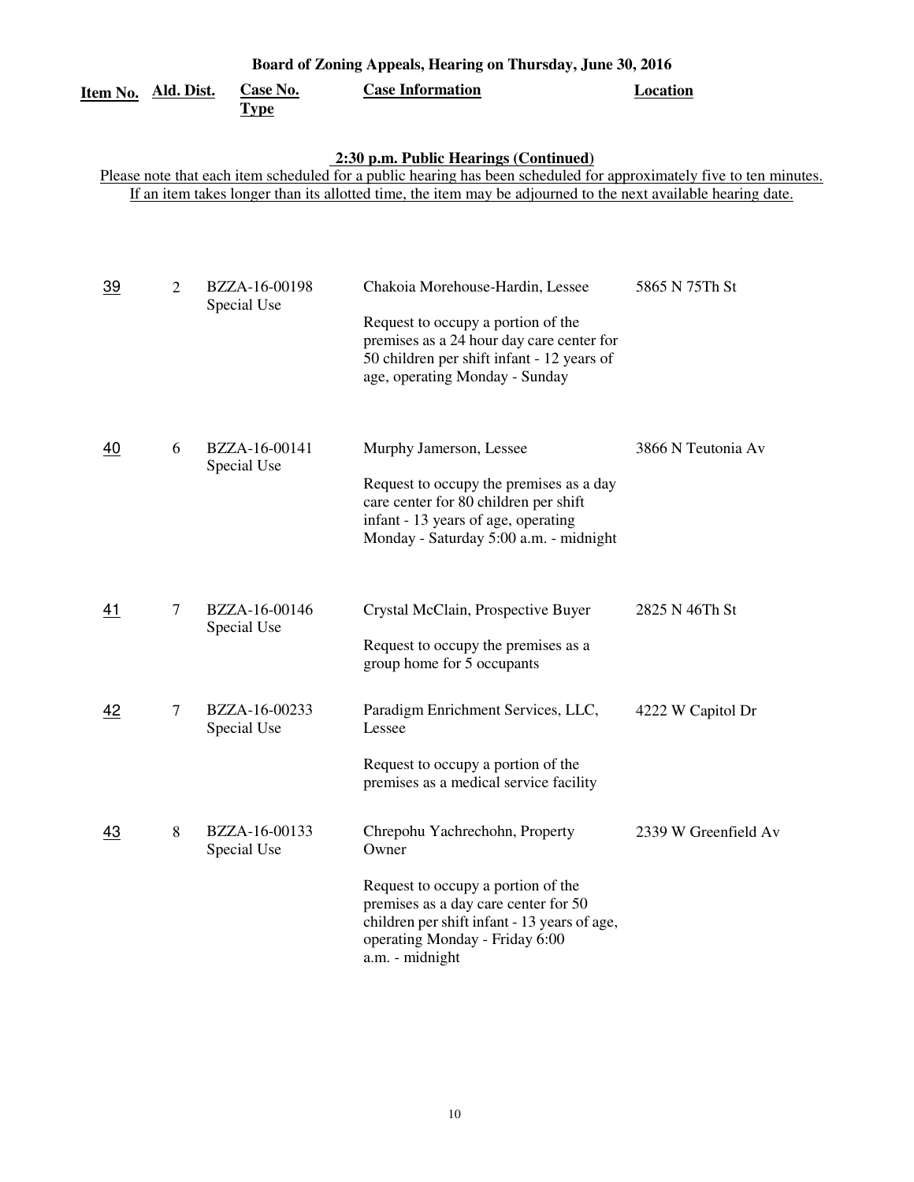## Board of Zoning Appeals, Hearing on Thursday, June 30, 2016

### 2:30 p.m. Public Hearings (Continued)

Please note that each item scheduled for a public hearing has been scheduled for approximately five to ten minutes. If an item takes longer than its allotted time, the item may be adjourned to the next available hearing date.

| Item No. | Ald. Dist. | Case No. Type | Case Information | Location |
|---|---|---|---|---|
| 39 | 2 | BZZA-16-00198 Special Use | Chakoia Morehouse-Hardin, Lessee<br><br>Request to occupy a portion of the premises as a 24 hour day care center for 50 children per shift infant - 12 years of age, operating Monday - Sunday | 5865 N 75Th St |
| 40 | 6 | BZZA-16-00141 Special Use | Murphy Jamerson, Lessee<br><br>Request to occupy the premises as a day care center for 80 children per shift infant - 13 years of age, operating Monday - Saturday 5:00 a.m. - midnight | 3866 N Teutonia Av |
| 41 | 7 | BZZA-16-00146 Special Use | Crystal McClain, Prospective Buyer<br><br>Request to occupy the premises as a group home for 5 occupants | 2825 N 46Th St |
| 42 | 7 | BZZA-16-00233 Special Use | Paradigm Enrichment Services, LLC, Lessee<br><br>Request to occupy a portion of the premises as a medical service facility | 4222 W Capitol Dr |
| 43 | 8 | BZZA-16-00133 Special Use | Chrepohu Yachrechohn, Property Owner<br><br>Request to occupy a portion of the premises as a day care center for 50 children per shift infant - 13 years of age, operating Monday - Friday 6:00 a.m. - midnight | 2339 W Greenfield Av |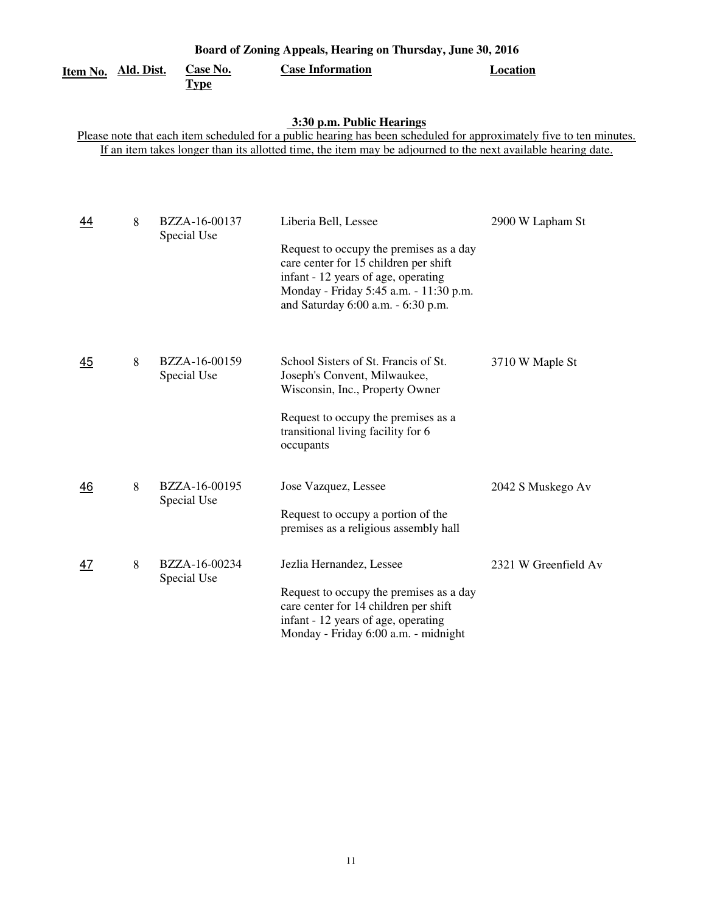**Board of Zoning Appeals, Hearing on Thursday, June 30, 2016**

**3:30 p.m. Public Hearings**

Please note that each item scheduled for a public hearing has been scheduled for approximately five to ten minutes. If an item takes longer than its allotted time, the item may be adjourned to the next available hearing date.

| Item No. | Ald. Dist. | Case No. Type | Case Information | Location |
|---|---|---|---|---|
| 44 | 8 | BZZA-16-00137 Special Use | Liberia Bell, Lessee<br><br>Request to occupy the premises as a day care center for 15 children per shift infant - 12 years of age, operating Monday - Friday 5:45 a.m. - 11:30 p.m. and Saturday 6:00 a.m. - 6:30 p.m. | 2900 W Lapham St |
| 45 | 8 | BZZA-16-00159 Special Use | School Sisters of St. Francis of St. Joseph's Convent, Milwaukee, Wisconsin, Inc., Property Owner<br><br>Request to occupy the premises as a transitional living facility for 6 occupants | 3710 W Maple St |
| 46 | 8 | BZZA-16-00195 Special Use | Jose Vazquez, Lessee<br><br>Request to occupy a portion of the premises as a religious assembly hall | 2042 S Muskego Av |
| 47 | 8 | BZZA-16-00234 Special Use | Jezlia Hernandez, Lessee<br><br>Request to occupy the premises as a day care center for 14 children per shift infant - 12 years of age, operating Monday - Friday 6:00 a.m. - midnight | 2321 W Greenfield Av |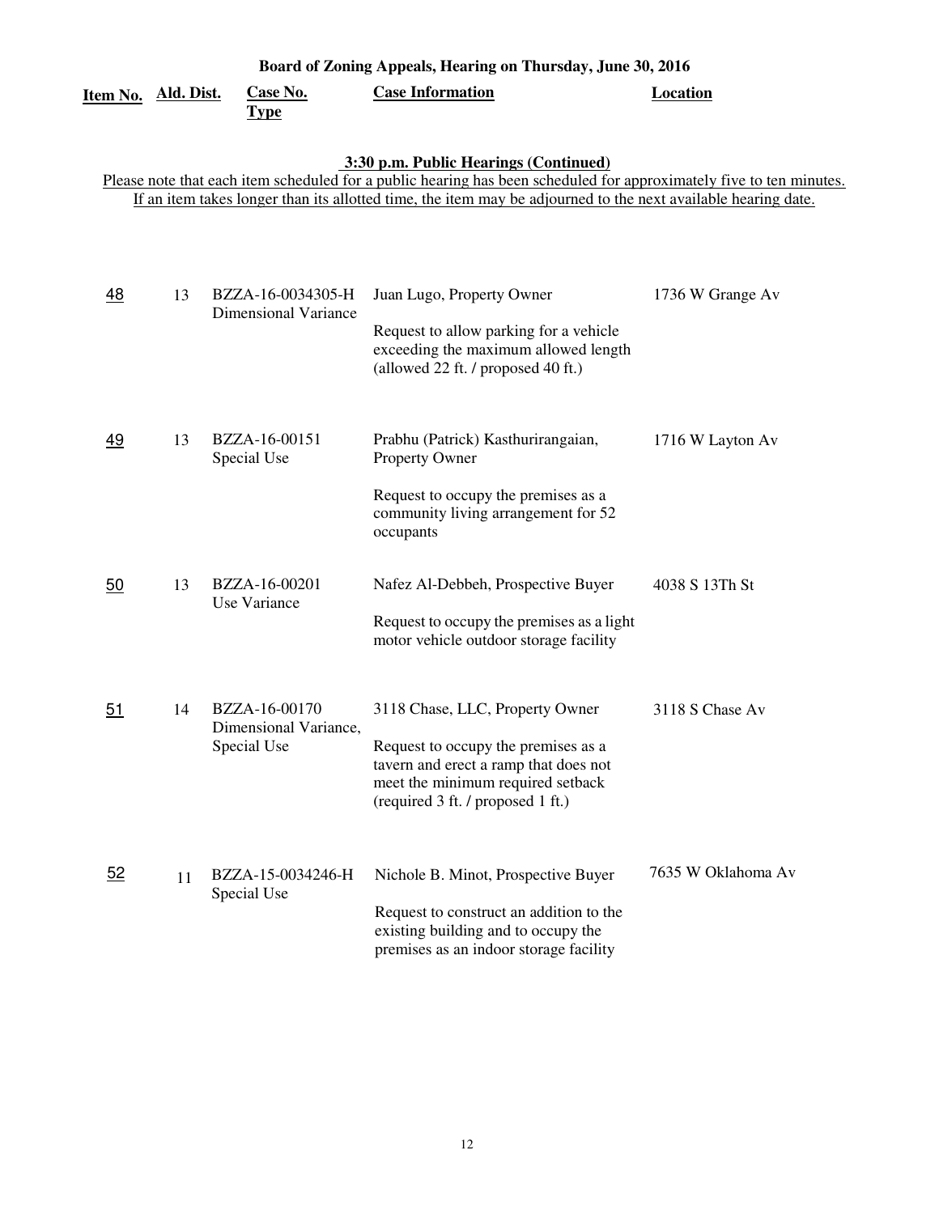# Board of Zoning Appeals, Hearing on Thursday, June 30, 2016

### 3:30 p.m. Public Hearings (Continued)

Please note that each item scheduled for a public hearing has been scheduled for approximately five to ten minutes. If an item takes longer than its allotted time, the item may be adjourned to the next available hearing date.

| Item No. | Ald. Dist. | Case No. Type | Case Information | Location |
|---|---|---|---|---|
| 48 | 13 | BZZA-16-0034305-H Dimensional Variance | Juan Lugo, Property Owner<br><br>Request to allow parking for a vehicle exceeding the maximum allowed length (allowed 22 ft. / proposed 40 ft.) | 1736 W Grange Av |
| 49 | 13 | BZZA-16-00151 Special Use | Prabhu (Patrick) Kasthurirangaian, Property Owner<br><br>Request to occupy the premises as a community living arrangement for 52 occupants | 1716 W Layton Av |
| 50 | 13 | BZZA-16-00201 Use Variance | Nafez Al-Debbeh, Prospective Buyer<br><br>Request to occupy the premises as a light motor vehicle outdoor storage facility | 4038 S 13Th St |
| 51 | 14 | BZZA-16-00170 Dimensional Variance, Special Use | 3118 Chase, LLC, Property Owner<br><br>Request to occupy the premises as a tavern and erect a ramp that does not meet the minimum required setback (required 3 ft. / proposed 1 ft.) | 3118 S Chase Av |
| 52 | 11 | BZZA-15-0034246-H Special Use | Nichole B. Minot, Prospective Buyer<br><br>Request to construct an addition to the existing building and to occupy the premises as an indoor storage facility | 7635 W Oklahoma Av |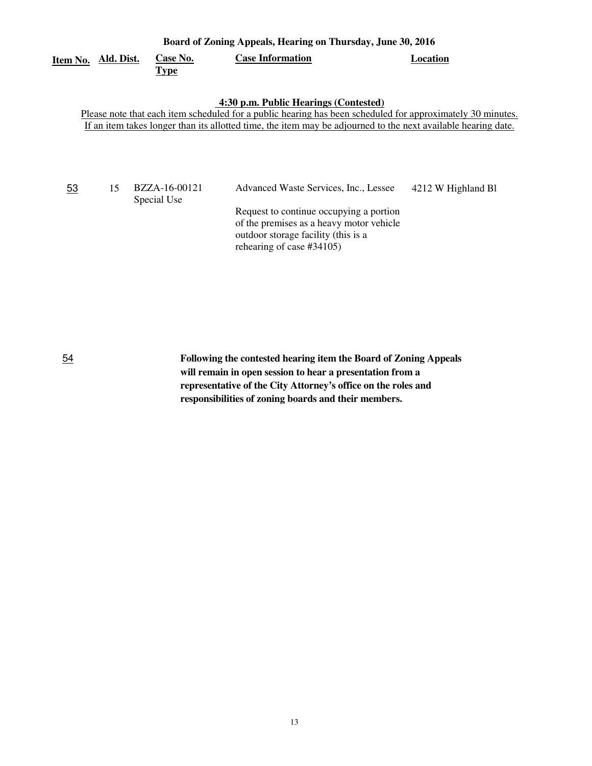**Board of Zoning Appeals, Hearing on Thursday, June 30, 2016**

| Item No. | Ald. Dist. | Case No. Type | Case Information | Location |
|---|---|---|---|---|

**4:30 p.m. Public Hearings (Contested)**

Please note that each item scheduled for a public hearing has been scheduled for approximately 30 minutes. If an item takes longer than its allotted time, the item may be adjourned to the next available hearing date.

| Item No. | Ald. Dist. | Case No. Type | Case Information | Location |
|---|---|---|---|---|
| 53 | 15 | BZZA-16-00121 Special Use | Advanced Waste Services, Inc., Lessee<br><br>Request to continue occupying a portion of the premises as a heavy motor vehicle outdoor storage facility (this is a rehearing of case #34105) | 4212 W Highland Bl |

54 **Following the contested hearing item the Board of Zoning Appeals will remain in open session to hear a presentation from a representative of the City Attorney's office on the roles and responsibilities of zoning boards and their members.**